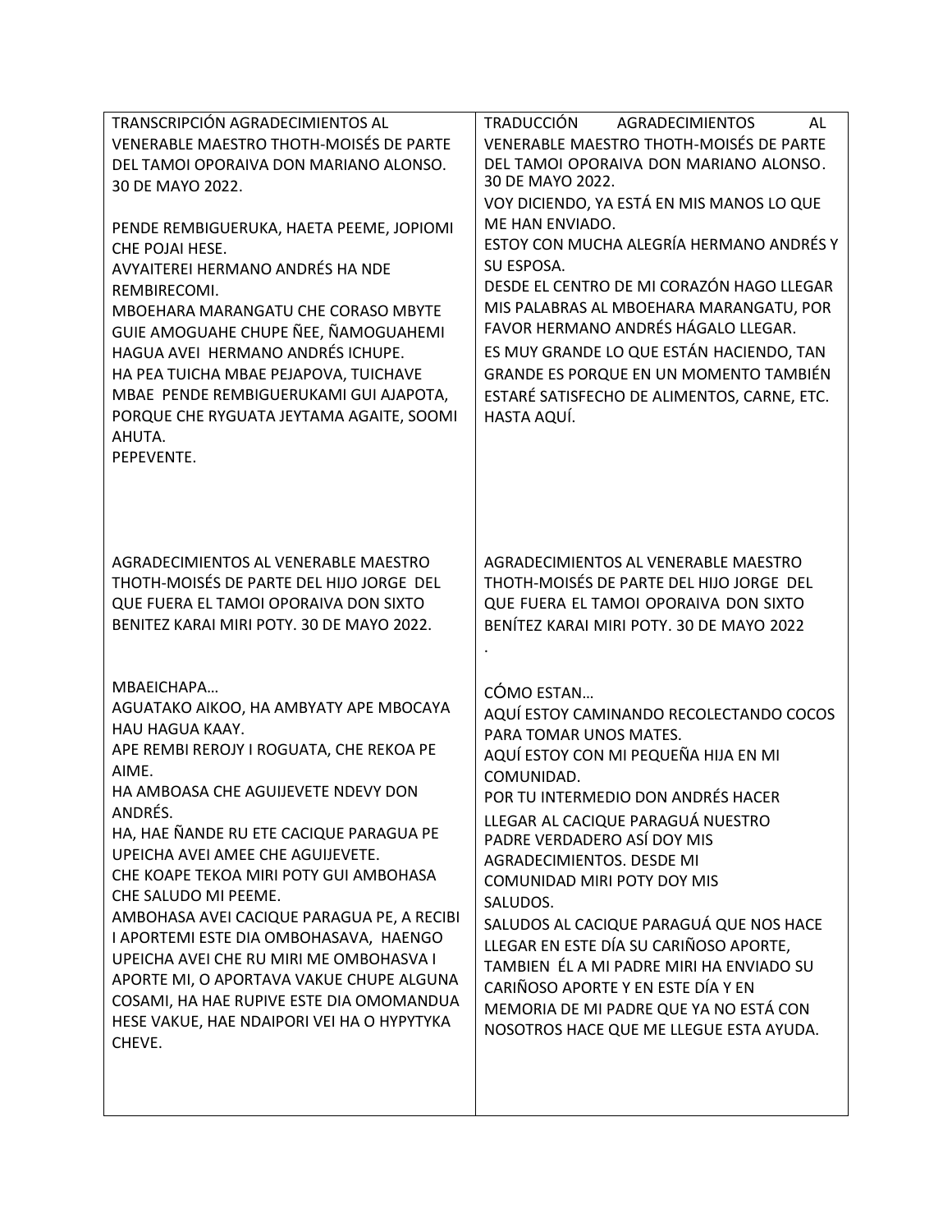| TRANSCRIPCIÓN AGRADECIMIENTOS AL VENERABLE MAESTRO THOTH-MOISÉS DE PARTE DEL TAMOI OPORAIVA DON MARIANO ALONSO. 30 DE MAYO 2022. | TRADUCCIÓN AGRADECIMIENTOS AL VENERABLE MAESTRO THOTH-MOISÉS DE PARTE DEL TAMOI OPORAIVA DON MARIANO ALONSO. 30 DE MAYO 2022. |
| --- | --- |
| PENDE REMBIGUERUKA, HAETA PEEME, JOPIOMI CHE POJAI HESE.<br>AVYAITEREI HERMANO ANDRÉS HA NDE REMBIRECOMI.<br>MBOEHARA MARANGATU CHE CORASO MBYTE GUIE AMOGUAHE CHUPE ÑEE, ÑAMOGUAHEMI HAGUA AVEI HERMANO ANDRÉS ICHUPE.<br>HA PEA TUICHA MBAE PEJAPOVA, TUICHAVE MBAE PENDE REMBIGUERUKAMI GUI AJAPOTA, PORQUE CHE RYGUATA JEYTAMA AGAITE, SOOMI AHUTA.<br>PEPEVENTE. | VOY DICIENDO, YA ESTÁ EN MIS MANOS LO QUE ME HAN ENVIADO.<br>ESTOY CON MUCHA ALEGRÍA HERMANO ANDRÉS Y SU ESPOSA.<br>DESDE EL CENTRO DE MI CORAZÓN HAGO LLEGAR MIS PALABRAS AL MBOEHARA MARANGATU, POR FAVOR HERMANO ANDRÉS HÁGALO LLEGAR.<br>ES MUY GRANDE LO QUE ESTÁN HACIENDO, TAN GRANDE ES PORQUE EN UN MOMENTO TAMBIÉN ESTARÉ SATISFECHO DE ALIMENTOS, CARNE, ETC.<br>HASTA AQUÍ. |
| AGRADECIMIENTOS AL VENERABLE MAESTRO THOTH-MOISÉS DE PARTE DEL HIJO JORGE DEL QUE FUERA EL TAMOI OPORAIVA DON SIXTO BENITEZ KARAI MIRI POTY. 30 DE MAYO 2022. | AGRADECIMIENTOS AL VENERABLE MAESTRO THOTH-MOISÉS DE PARTE DEL HIJO JORGE DEL QUE FUERA EL TAMOI OPORAIVA DON SIXTO BENÍTEZ KARAI MIRI POTY. 30 DE MAYO 2022<br>. |
| MBAEICHAPA…<br>AGUATAKO AIKOO, HA AMBYATY APE MBOCAYA HAU HAGUA KAAY.<br>APE REMBI REROJY I ROGUATA, CHE REKOA PE AIME.<br>HA AMBOASA CHE AGUIJEVETE NDEVY DON ANDRÉS.<br>HA, HAE ÑANDE RU ETE CACIQUE PARAGUA PE UPEICHA AVEI AMEE CHE AGUIJEVETE.<br>CHE KOAPE TEKOA MIRI POTY GUI AMBOHASA CHE SALUDO MI PEEME.<br>AMBOHASA AVEI CACIQUE PARAGUA PE, A RECIBI I APORTEMI ESTE DIA OMBOHASAVA, HAENGO UPEICHA AVEI CHE RU MIRI ME OMBOHASVA I APORTE MI, O APORTAVA VAKUE CHUPE ALGUNA COSAMI, HA HAE RUPIVE ESTE DIA OMOMANDUA HESE VAKUE, HAE NDAIPORI VEI HA O HYPYTYKA CHEVE. | CÓMO ESTAN…<br>AQUÍ ESTOY CAMINANDO RECOLECTANDO COCOS PARA TOMAR UNOS MATES.<br>AQUÍ ESTOY CON MI PEQUEÑA HIJA EN MI COMUNIDAD.<br>POR TU INTERMEDIO DON ANDRÉS HACER LLEGAR AL CACIQUE PARAGUÁ NUESTRO PADRE VERDADERO ASÍ DOY MIS AGRADECIMIENTOS. DESDE MI COMUNIDAD MIRI POTY DOY MIS SALUDOS.<br>SALUDOS AL CACIQUE PARAGUÁ QUE NOS HACE LLEGAR EN ESTE DÍA SU CARIÑOSO APORTE, TAMBIEN ÉL A MI PADRE MIRI HA ENVIADO SU CARIÑOSO APORTE Y EN ESTE DÍA Y EN MEMORIA DE MI PADRE QUE YA NO ESTÁ CON NOSOTROS HACE QUE ME LLEGUE ESTA AYUDA. |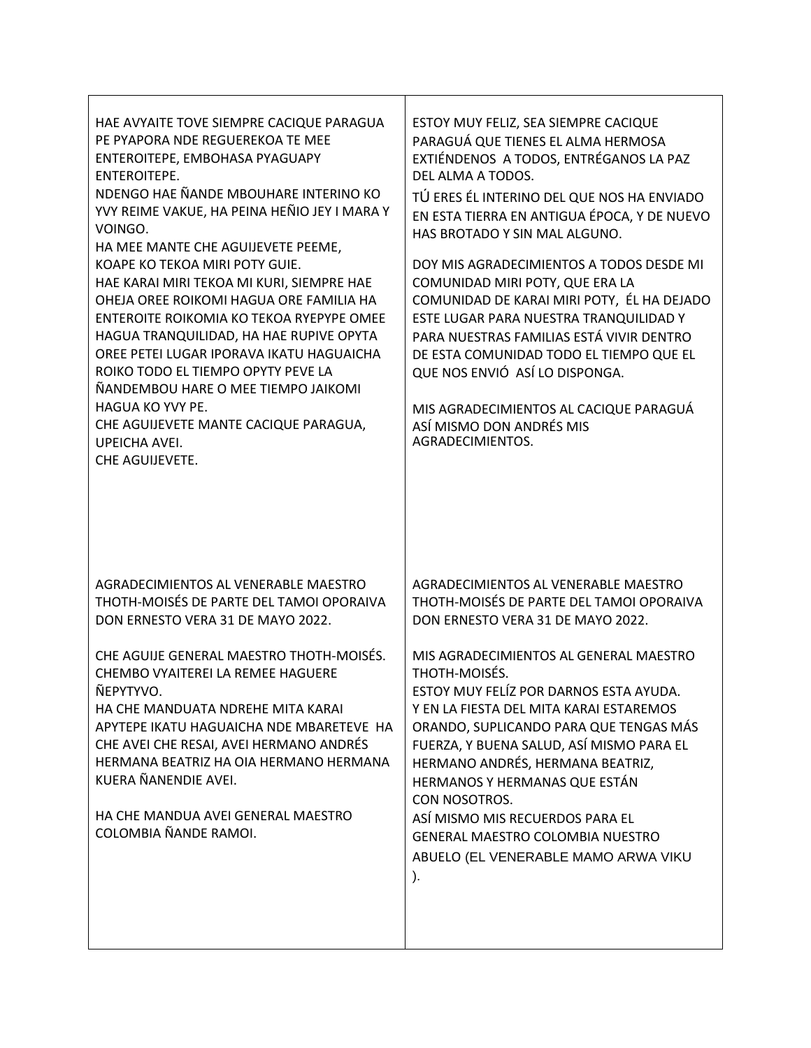| | |
|---|---|
| HAE AVYAITE TOVE SIEMPRE CACIQUE PARAGUA PE PYAPORA NDE REGUEREKOA TE MEE ENTEROITEPE, EMBOHASA PYAGUAPY ENTEROITEPE.<br>NDENGO HAE ÑANDE MBOUHARE INTERINO KO YVY REIME VAKUE, HA PEINA HEÑIO JEY I MARA Y VOINGO.<br>HA MEE MANTE CHE AGUIJEVETE PEEME, KOAPE KO TEKOA MIRI POTY GUIE.<br>HAE KARAI MIRI TEKOA MI KURI, SIEMPRE HAE OHEJA OREE ROIKOMI HAGUA ORE FAMILIA HA ENTEROITE ROIKOMIA KO TEKOA RYEPYPE OMEE HAGUA TRANQUILIDAD, HA HAE RUPIVE OPYTA OREE PETEI LUGAR IPORAVA IKATU HAGUAICHA ROIKO TODO EL TIEMPO OPYTY PEVE LA ÑANDEMBOU HARE O MEE TIEMPO JAIKOMI HAGUA KO YVY PE.<br>CHE AGUIJEVETE MANTE CACIQUE PARAGUA, UPEICHA AVEI.<br>CHE AGUIJEVETE. | ESTOY MUY FELIZ, SEA SIEMPRE CACIQUE PARAGUÁ QUE TIENES EL ALMA HERMOSA EXTIÉNDENOS A TODOS, ENTRÉGANOS LA PAZ DEL ALMA A TODOS.<br>TÚ ERES ÉL INTERINO DEL QUE NOS HA ENVIADO EN ESTA TIERRA EN ANTIGUA ÉPOCA, Y DE NUEVO HAS BROTADO Y SIN MAL ALGUNO.<br>DOY MIS AGRADECIMIENTOS A TODOS DESDE MI COMUNIDAD MIRI POTY, QUE ERA LA COMUNIDAD DE KARAI MIRI POTY, ÉL HA DEJADO ESTE LUGAR PARA NUESTRA TRANQUILIDAD Y PARA NUESTRAS FAMILIAS ESTÁ VIVIR DENTRO DE ESTA COMUNIDAD TODO EL TIEMPO QUE EL QUE NOS ENVIÓ ASÍ LO DISPONGA.<br>MIS AGRADECIMIENTOS AL CACIQUE PARAGUÁ ASÍ MISMO DON ANDRÉS MIS AGRADECIMIENTOS. |
| AGRADECIMIENTOS AL VENERABLE MAESTRO THOTH-MOISÉS DE PARTE DEL TAMOI OPORAIVA DON ERNESTO VERA 31 DE MAYO 2022.<br>CHE AGUIJE GENERAL MAESTRO THOTH-MOISÉS. CHEMBO VYAITEREI LA REMEE HAGUERE ÑEPYTYVO.<br>HA CHE MANDUATA NDREHE MITA KARAI APYTEPE IKATU HAGUAICHA NDE MBARETEVE HA CHE AVEI CHE RESAI, AVEI HERMANO ANDRÉS HERMANA BEATRIZ HA OIA HERMANO HERMANA KUERA ÑANENDIE AVEI.<br>HA CHE MANDUA AVEI GENERAL MAESTRO COLOMBIA ÑANDE RAMOI. | AGRADECIMIENTOS AL VENERABLE MAESTRO THOTH-MOISÉS DE PARTE DEL TAMOI OPORAIVA DON ERNESTO VERA 31 DE MAYO 2022.<br>MIS AGRADECIMIENTOS AL GENERAL MAESTRO THOTH-MOISÉS.<br>ESTOY MUY FELÍZ POR DARNOS ESTA AYUDA.<br>Y EN LA FIESTA DEL MITA KARAI ESTAREMOS ORANDO, SUPLICANDO PARA QUE TENGAS MÁS FUERZA, Y BUENA SALUD, ASÍ MISMO PARA EL HERMANO ANDRÉS, HERMANA BEATRIZ, HERMANOS Y HERMANAS QUE ESTÁN CON NOSOTROS.<br>ASÍ MISMO MIS RECUERDOS PARA EL GENERAL MAESTRO COLOMBIA NUESTRO ABUELO (EL VENERABLE MAMO ARWA VIKU ). |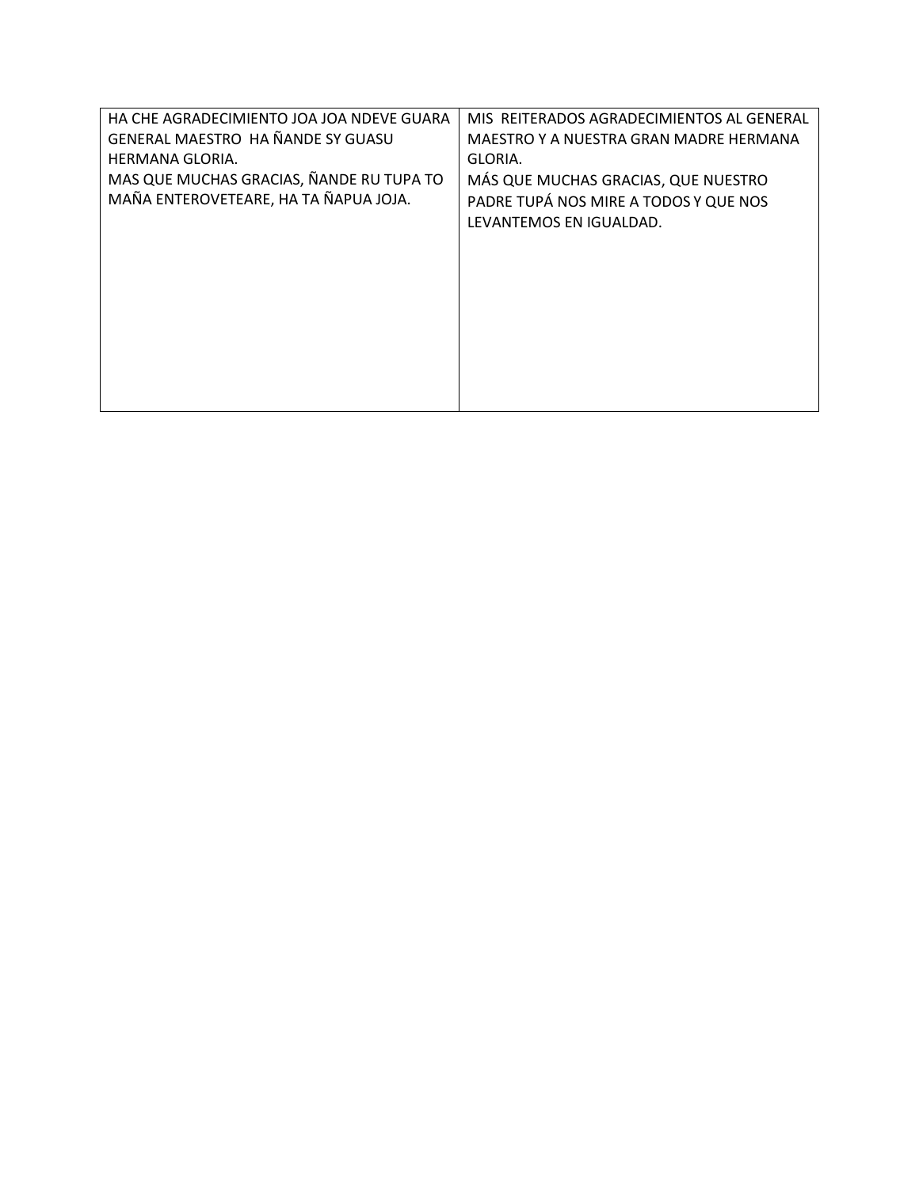| | |
|---|---|
| HA CHE AGRADECIMIENTO JOA JOA NDEVE GUARA GENERAL MAESTRO HA ÑANDE SY GUASU HERMANA GLORIA.<br>MAS QUE MUCHAS GRACIAS, ÑANDE RU TUPA TO MAÑA ENTEROVETEARE, HA TA ÑAPUA JOJA. | MIS REITERADOS AGRADECIMIENTOS AL GENERAL MAESTRO Y A NUESTRA GRAN MADRE HERMANA GLORIA.<br>MÁS QUE MUCHAS GRACIAS, QUE NUESTRO PADRE TUPÁ NOS MIRE A TODOS Y QUE NOS LEVANTEMOS EN IGUALDAD. |